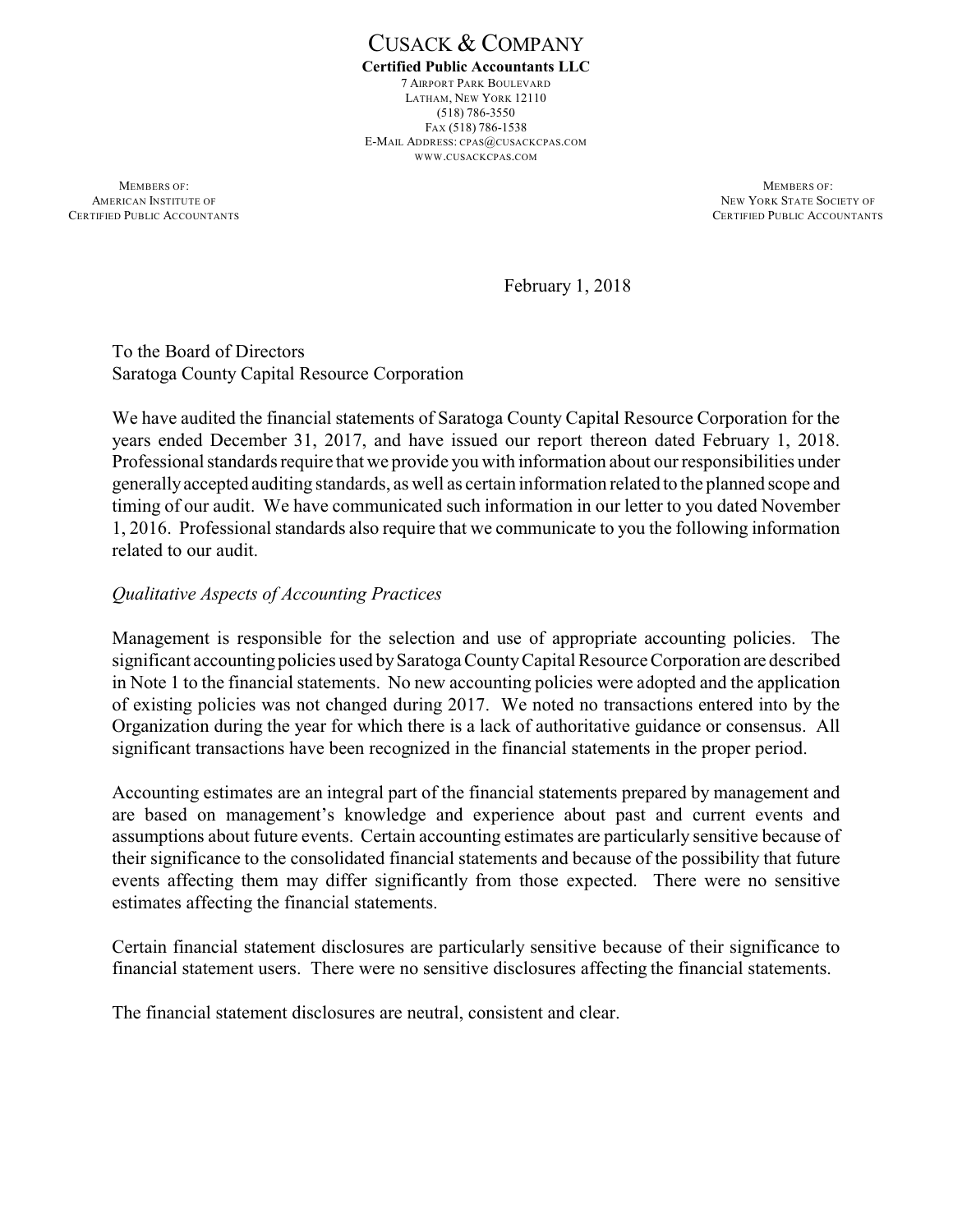# CUSACK & COMPANY

**Certified Public Accountants LLC**

7 AIRPORT PARK BOULEVARD
LATHAM, NEW YORK 12110
(518) 786-3550
FAX (518) 786-1538
E-MAIL ADDRESS: CPAS@CUSACKCPAS.COM
WWW.CUSACKCPAS.COM

MEMBERS OF:
AMERICAN INSTITUTE OF
CERTIFIED PUBLIC ACCOUNTANTS

MEMBERS OF:
NEW YORK STATE SOCIETY OF
CERTIFIED PUBLIC ACCOUNTANTS

February 1, 2018

To the Board of Directors
Saratoga County Capital Resource Corporation

We have audited the financial statements of Saratoga County Capital Resource Corporation for the years ended December 31, 2017, and have issued our report thereon dated February 1, 2018. Professional standards require that we provide you with information about our responsibilities under generally accepted auditing standards, as well as certain information related to the planned scope and timing of our audit. We have communicated such information in our letter to you dated November 1, 2016. Professional standards also require that we communicate to you the following information related to our audit.

*Qualitative Aspects of Accounting Practices*

Management is responsible for the selection and use of appropriate accounting policies. The significant accounting policies used by Saratoga County Capital Resource Corporation are described in Note 1 to the financial statements. No new accounting policies were adopted and the application of existing policies was not changed during 2017. We noted no transactions entered into by the Organization during the year for which there is a lack of authoritative guidance or consensus. All significant transactions have been recognized in the financial statements in the proper period.

Accounting estimates are an integral part of the financial statements prepared by management and are based on management's knowledge and experience about past and current events and assumptions about future events. Certain accounting estimates are particularly sensitive because of their significance to the consolidated financial statements and because of the possibility that future events affecting them may differ significantly from those expected. There were no sensitive estimates affecting the financial statements.

Certain financial statement disclosures are particularly sensitive because of their significance to financial statement users. There were no sensitive disclosures affecting the financial statements.

The financial statement disclosures are neutral, consistent and clear.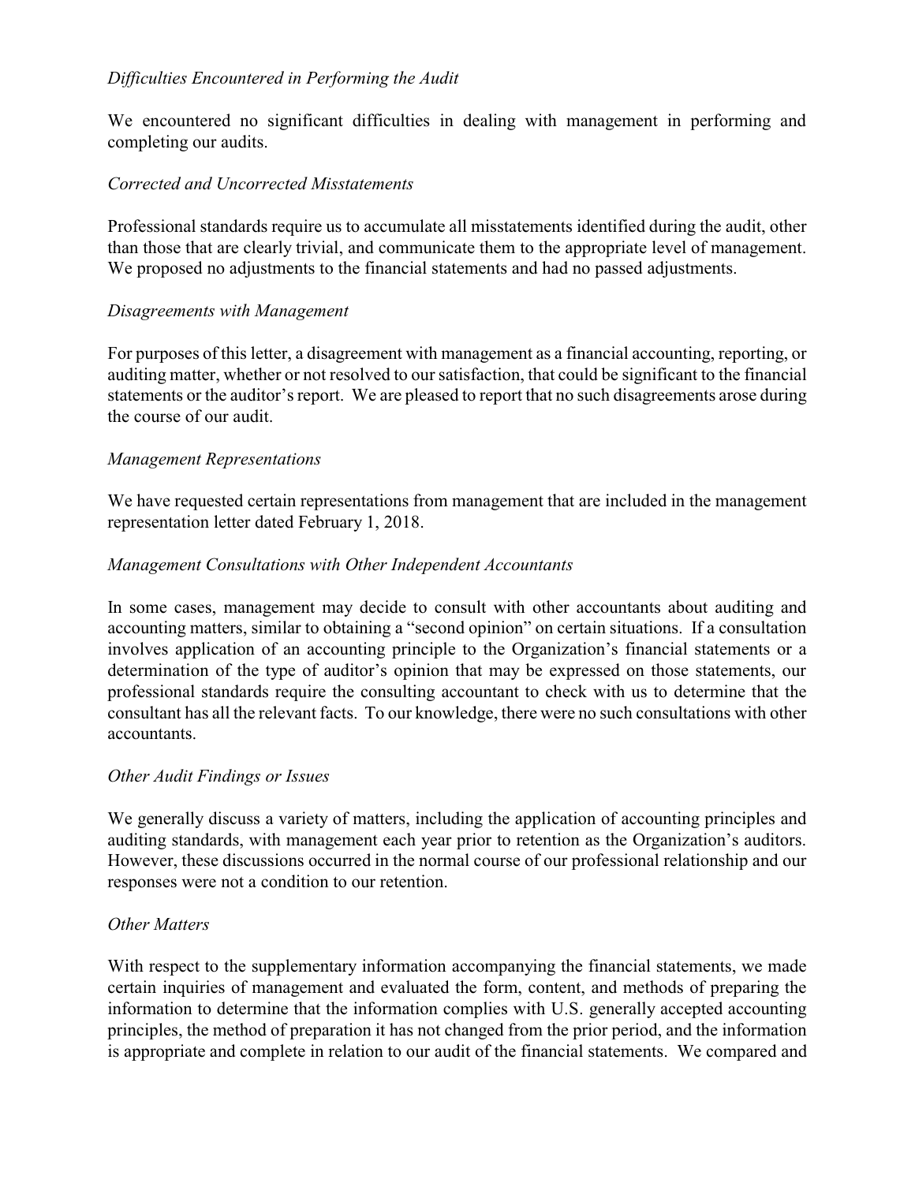*Difficulties Encountered in Performing the Audit*

We encountered no significant difficulties in dealing with management in performing and completing our audits.

*Corrected and Uncorrected Misstatements*

Professional standards require us to accumulate all misstatements identified during the audit, other than those that are clearly trivial, and communicate them to the appropriate level of management. We proposed no adjustments to the financial statements and had no passed adjustments.

*Disagreements with Management*

For purposes of this letter, a disagreement with management as a financial accounting, reporting, or auditing matter, whether or not resolved to our satisfaction, that could be significant to the financial statements or the auditor's report. We are pleased to report that no such disagreements arose during the course of our audit.

*Management Representations*

We have requested certain representations from management that are included in the management representation letter dated February 1, 2018.

*Management Consultations with Other Independent Accountants*

In some cases, management may decide to consult with other accountants about auditing and accounting matters, similar to obtaining a "second opinion" on certain situations. If a consultation involves application of an accounting principle to the Organization's financial statements or a determination of the type of auditor's opinion that may be expressed on those statements, our professional standards require the consulting accountant to check with us to determine that the consultant has all the relevant facts. To our knowledge, there were no such consultations with other accountants.

*Other Audit Findings or Issues*

We generally discuss a variety of matters, including the application of accounting principles and auditing standards, with management each year prior to retention as the Organization's auditors. However, these discussions occurred in the normal course of our professional relationship and our responses were not a condition to our retention.

*Other Matters*

With respect to the supplementary information accompanying the financial statements, we made certain inquiries of management and evaluated the form, content, and methods of preparing the information to determine that the information complies with U.S. generally accepted accounting principles, the method of preparation it has not changed from the prior period, and the information is appropriate and complete in relation to our audit of the financial statements. We compared and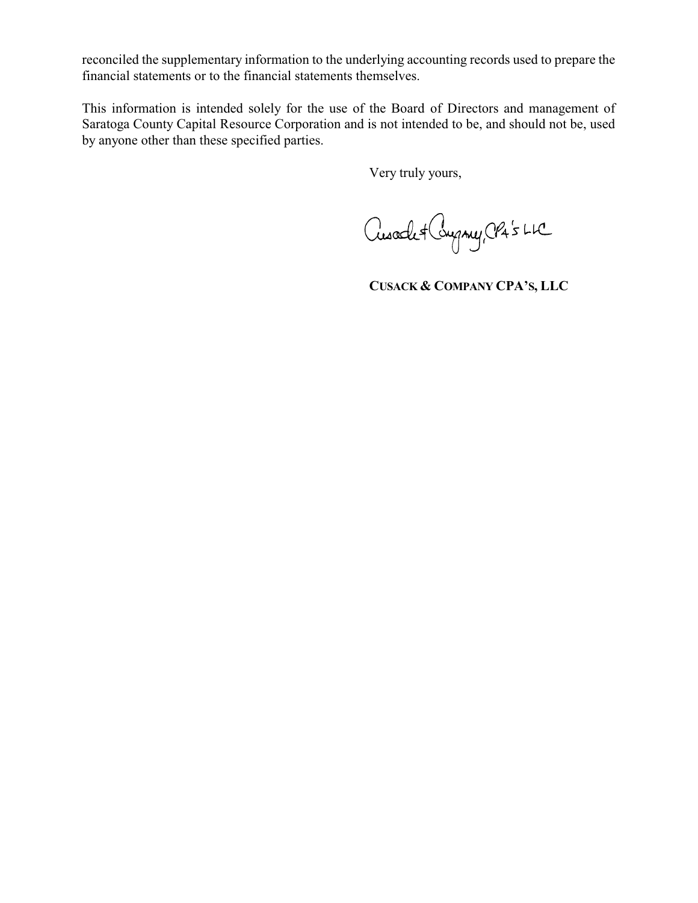reconciled the supplementary information to the underlying accounting records used to prepare the financial statements or to the financial statements themselves.

This information is intended solely for the use of the Board of Directors and management of Saratoga County Capital Resource Corporation and is not intended to be, and should not be, used by anyone other than these specified parties.

Very truly yours,

Cusack & Company, CPA's LLC

**CUSACK & COMPANY CPA'S, LLC**